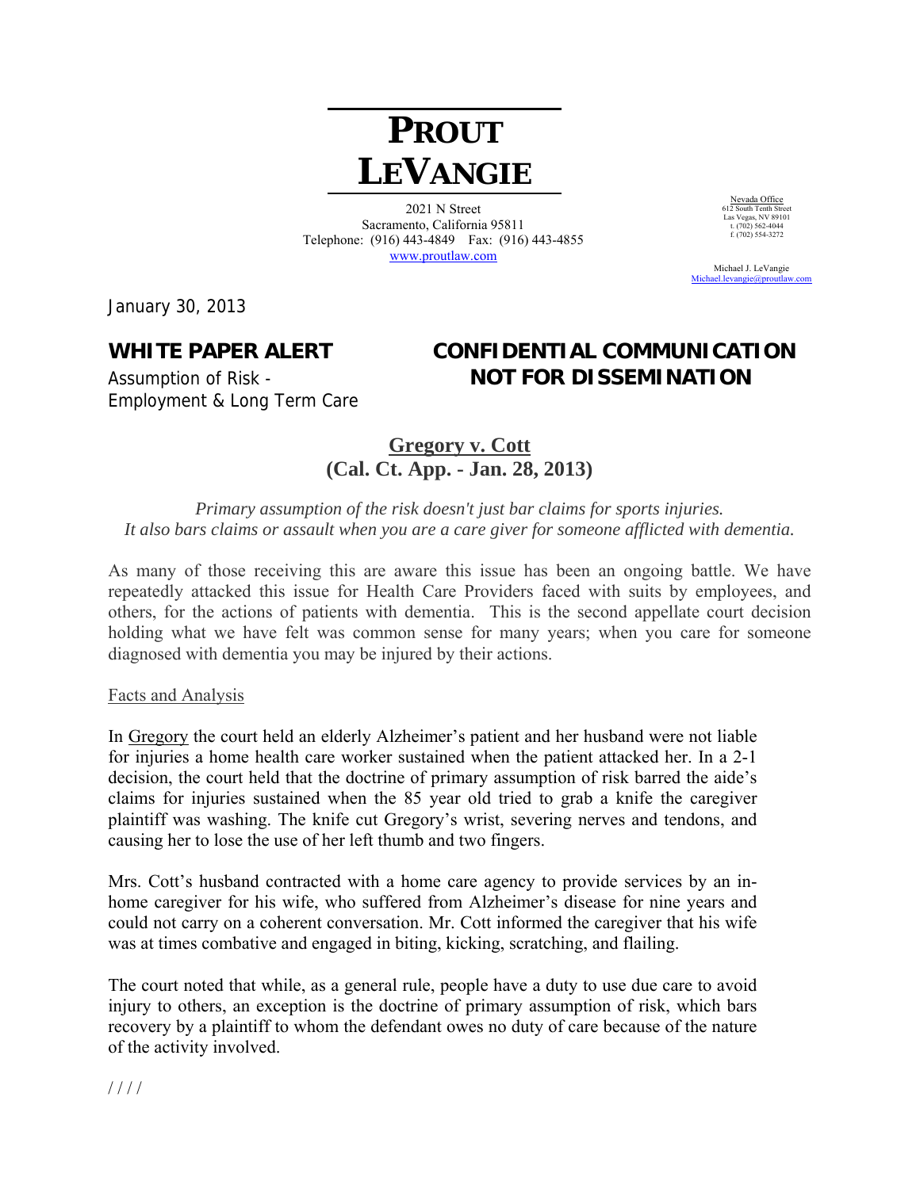# PROUT LEVANGIE

2021 N Street
Sacramento, California 95811
Telephone: (916) 443-4849 Fax: (916) 443-4855
www.proutlaw.com

Nevada Office
612 South Tenth Street
Las Vegas, NV 89101
t. (702) 562-4044
f. (702) 554-3272

Michael J. LeVangie
Michael.levangie@proutlaw.com

January 30, 2013

**WHITE PAPER ALERT**
Assumption of Risk -
Employment & Long Term Care

**CONFIDENTIAL COMMUNICATION**
**NOT FOR DISSEMINATION**

## Gregory v. Cott
## (Cal. Ct. App. - Jan. 28, 2013)

*Primary assumption of the risk doesn't just bar claims for sports injuries. It also bars claims or assault when you are a care giver for someone afflicted with dementia.*

As many of those receiving this are aware this issue has been an ongoing battle. We have repeatedly attacked this issue for Health Care Providers faced with suits by employees, and others, for the actions of patients with dementia. This is the second appellate court decision holding what we have felt was common sense for many years; when you care for someone diagnosed with dementia you may be injured by their actions.

Facts and Analysis

In Gregory the court held an elderly Alzheimer's patient and her husband were not liable for injuries a home health care worker sustained when the patient attacked her. In a 2-1 decision, the court held that the doctrine of primary assumption of risk barred the aide's claims for injuries sustained when the 85 year old tried to grab a knife the caregiver plaintiff was washing. The knife cut Gregory's wrist, severing nerves and tendons, and causing her to lose the use of her left thumb and two fingers.

Mrs. Cott's husband contracted with a home care agency to provide services by an in-home caregiver for his wife, who suffered from Alzheimer's disease for nine years and could not carry on a coherent conversation. Mr. Cott informed the caregiver that his wife was at times combative and engaged in biting, kicking, scratching, and flailing.

The court noted that while, as a general rule, people have a duty to use due care to avoid injury to others, an exception is the doctrine of primary assumption of risk, which bars recovery by a plaintiff to whom the defendant owes no duty of care because of the nature of the activity involved.

////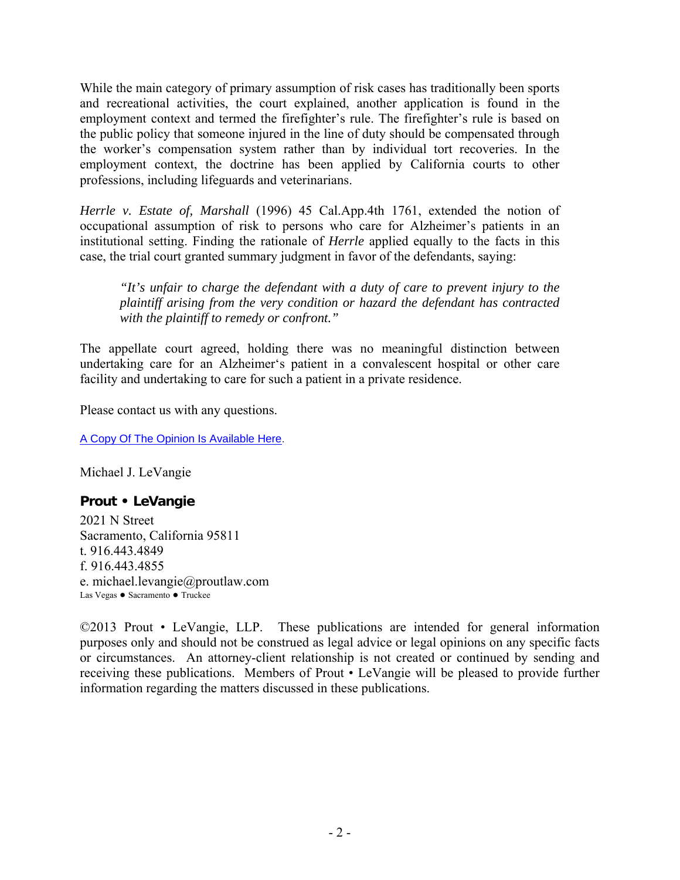While the main category of primary assumption of risk cases has traditionally been sports and recreational activities, the court explained, another application is found in the employment context and termed the firefighter's rule. The firefighter's rule is based on the public policy that someone injured in the line of duty should be compensated through the worker's compensation system rather than by individual tort recoveries. In the employment context, the doctrine has been applied by California courts to other professions, including lifeguards and veterinarians.

*Herrle v. Estate of, Marshall* (1996) 45 Cal.App.4th 1761, extended the notion of occupational assumption of risk to persons who care for Alzheimer's patients in an institutional setting. Finding the rationale of *Herrle* applied equally to the facts in this case, the trial court granted summary judgment in favor of the defendants, saying:

> *"It's unfair to charge the defendant with a duty of care to prevent injury to the plaintiff arising from the very condition or hazard the defendant has contracted with the plaintiff to remedy or confront."*

The appellate court agreed, holding there was no meaningful distinction between undertaking care for an Alzheimer's patient in a convalescent hospital or other care facility and undertaking to care for such a patient in a private residence.

Please contact us with any questions.

A Copy Of The Opinion Is Available Here.

Michael J. LeVangie

**Prout • LeVangie**

2021 N Street
Sacramento, California 95811
t. 916.443.4849
f. 916.443.4855
e. michael.levangie@proutlaw.com
Las Vegas ● Sacramento ● Truckee

©2013 Prout • LeVangie, LLP. These publications are intended for general information purposes only and should not be construed as legal advice or legal opinions on any specific facts or circumstances. An attorney-client relationship is not created or continued by sending and receiving these publications. Members of Prout • LeVangie will be pleased to provide further information regarding the matters discussed in these publications.